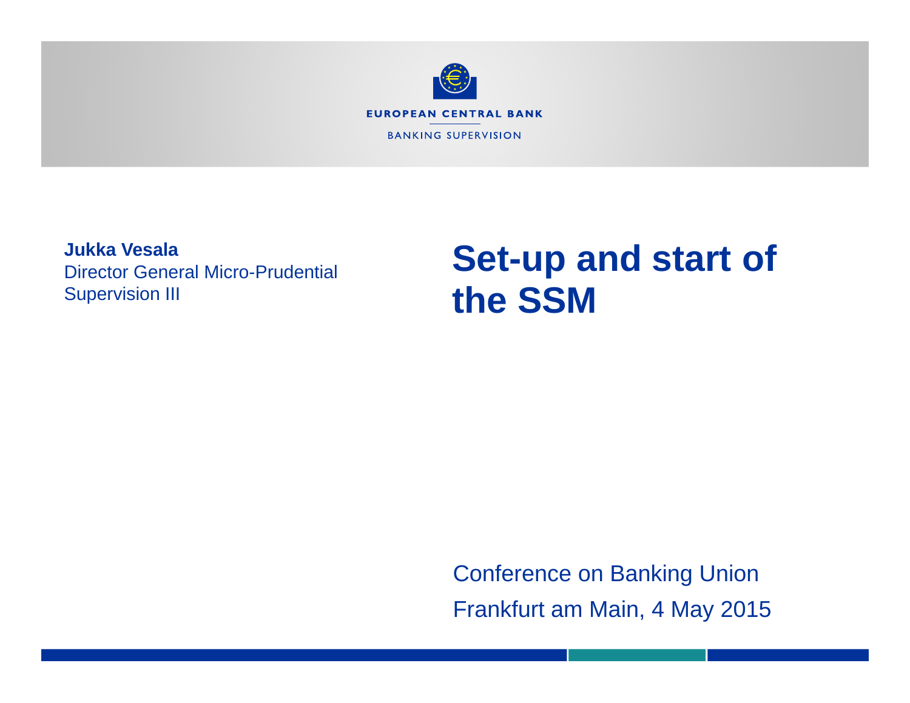EUROPEAN CENTRAL BANK

BANKING SUPERVISION

**Jukka Vesala**
Director General Micro-Prudential Supervision III

# Set-up and start of the SSM

Conference on Banking Union

Frankfurt am Main, 4 May 2015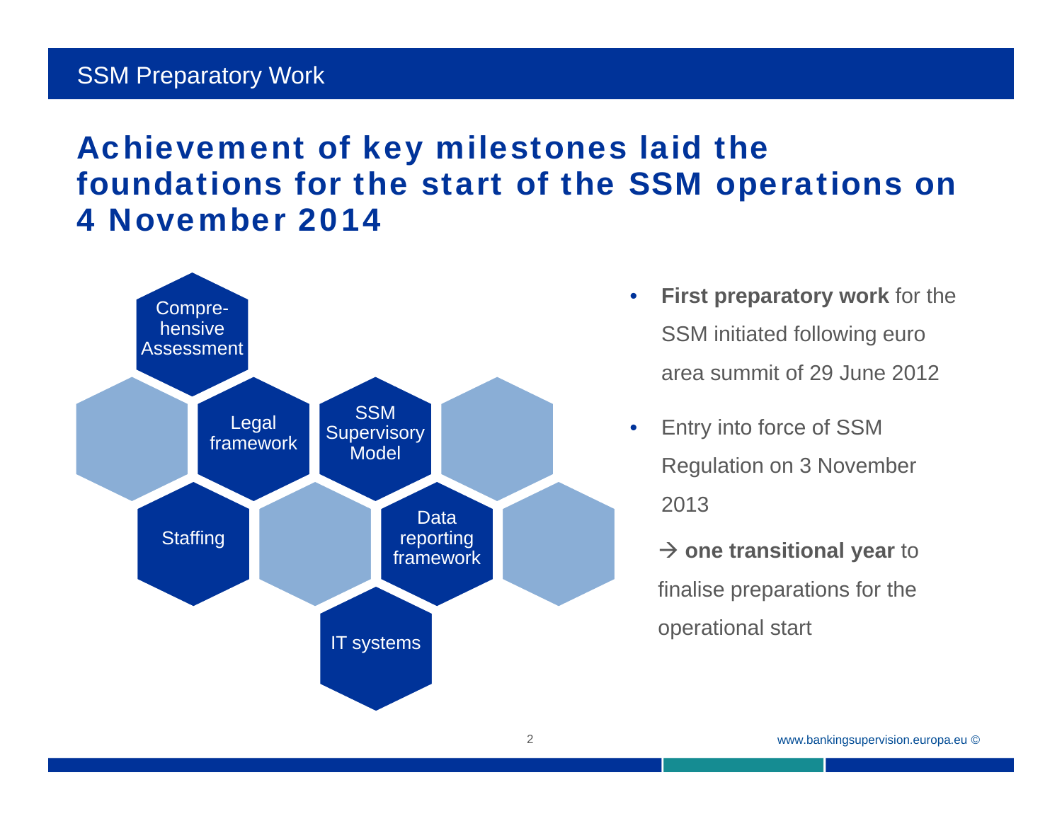SSM Preparatory Work

# Achievement of key milestones laid the foundations for the start of the SSM operations on 4 November 2014

- Comprehensive Assessment
- Legal framework
- SSM Supervisory Model
- Staffing
- Data reporting framework
- IT systems

- **First preparatory work** for the SSM initiated following euro area summit of 29 June 2012
- Entry into force of SSM Regulation on 3 November 2013

  → **one transitional year** to finalise preparations for the operational start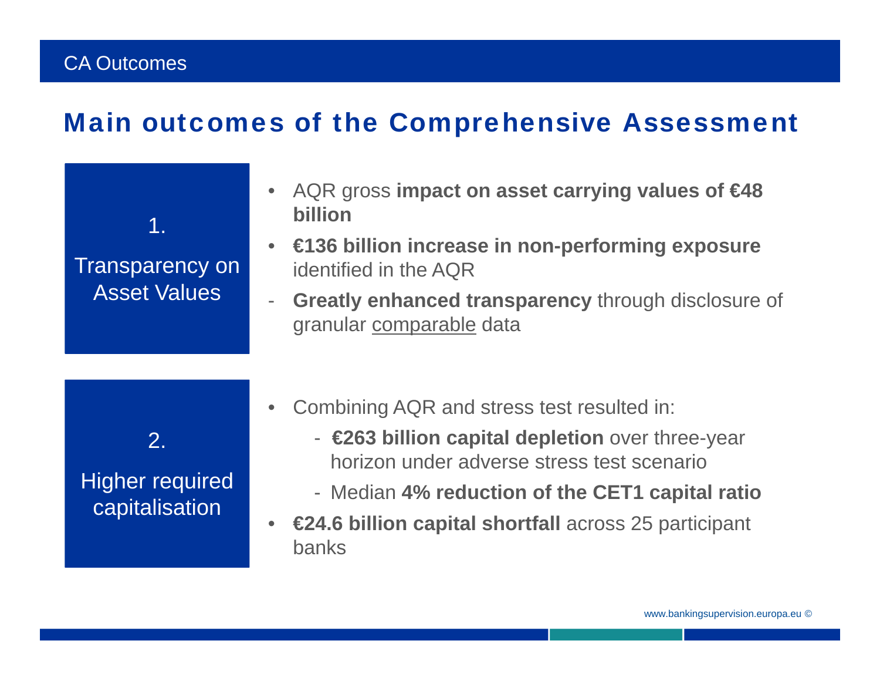CA Outcomes

# Main outcomes of the Comprehensive Assessment

## 1. Transparency on Asset Values

- AQR gross **impact on asset carrying values of €48 billion**
- **€136 billion increase in non-performing exposure** identified in the AQR
- **Greatly enhanced transparency** through disclosure of granular comparable data

## 2. Higher required capitalisation

- Combining AQR and stress test resulted in:
  - **€263 billion capital depletion** over three-year horizon under adverse stress test scenario
  - Median **4% reduction of the CET1 capital ratio**
- **€24.6 billion capital shortfall** across 25 participant banks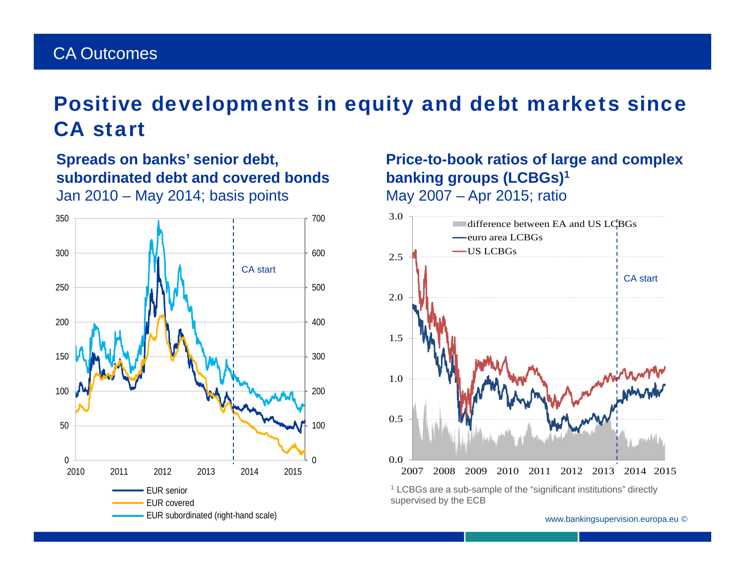# Positive developments in equity and debt markets since CA start

### Spreads on banks' senior debt, subordinated debt and covered bonds

Jan 2010 – May 2014; basis points

EUR senior

EUR covered

EUR subordinated (right-hand scale)

### Price-to-book ratios of large and complex banking groups (LCBGs)[1]

May 2007 – Apr 2015; ratio

difference between EA and US LCBGs

euro area LCBGs

US LCBGs

[1] LCBGs are a sub-sample of the "significant institutions" directly supervised by the ECB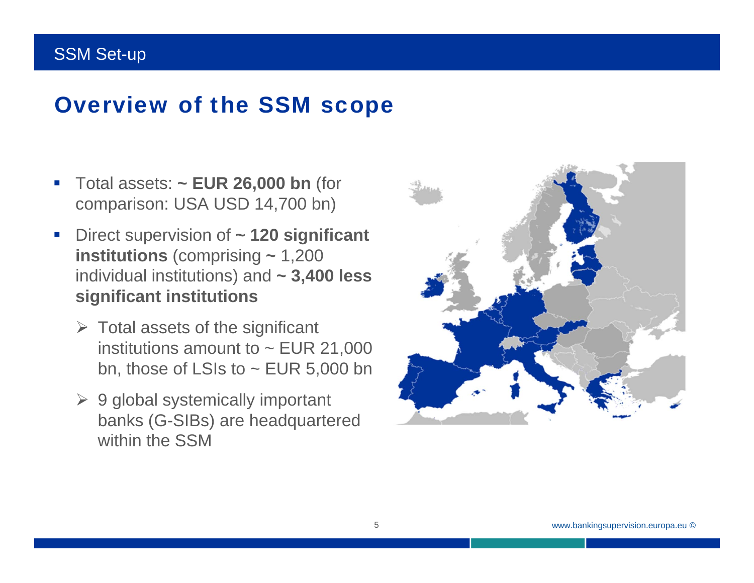SSM Set-up

# Overview of the SSM scope

- Total assets: **~ EUR 26,000 bn** (for comparison: USA USD 14,700 bn)
- Direct supervision of **~ 120 significant institutions** (comprising **~** 1,200 individual institutions) and **~ 3,400 less significant institutions**
  - ➢ Total assets of the significant institutions amount to ~ EUR 21,000 bn, those of LSIs to ~ EUR 5,000 bn
  - ➢ 9 global systemically important banks (G-SIBs) are headquartered within the SSM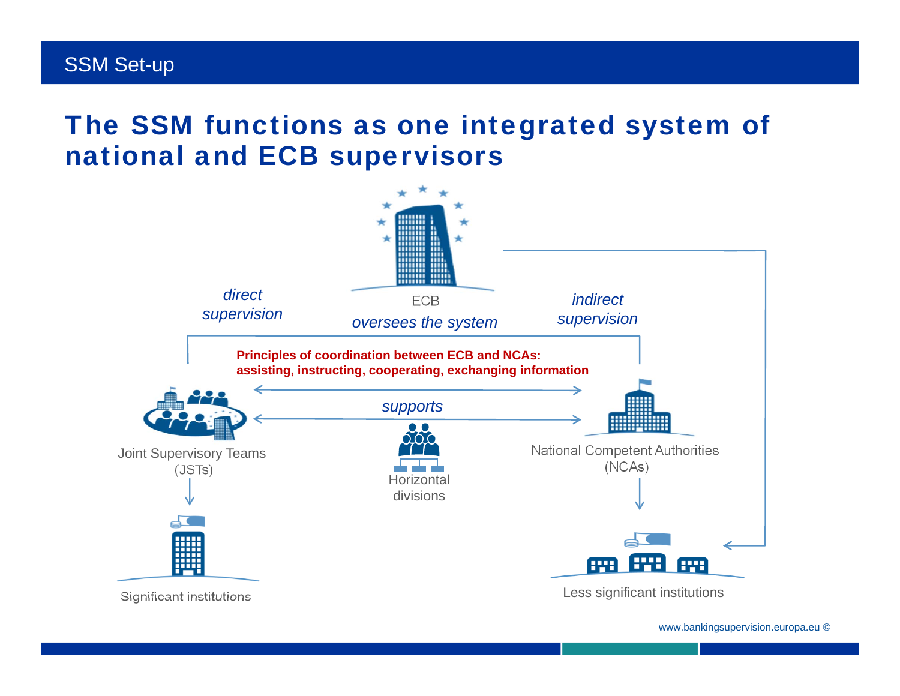SSM Set-up

# The SSM functions as one integrated system of national and ECB supervisors

ECB

*oversees the system*

*direct supervision*

*indirect supervision*

**Principles of coordination between ECB and NCAs: assisting, instructing, cooperating, exchanging information**

*supports*

Joint Supervisory Teams (JSTs)

Horizontal divisions

National Competent Authorities (NCAs)

Significant institutions

Less significant institutions

www.bankingsupervision.europa.eu ©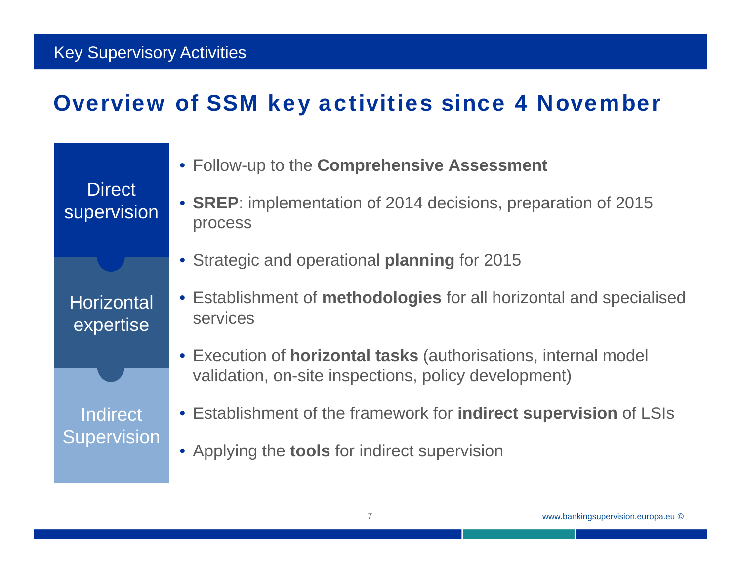Key Supervisory Activities

# Overview of SSM key activities since 4 November

**Direct supervision**

- Follow-up to the **Comprehensive Assessment**
- **SREP**: implementation of 2014 decisions, preparation of 2015 process
- Strategic and operational **planning** for 2015

**Horizontal expertise**

- Establishment of **methodologies** for all horizontal and specialised services
- Execution of **horizontal tasks** (authorisations, internal model validation, on-site inspections, policy development)

**Indirect Supervision**

- Establishment of the framework for **indirect supervision** of LSIs
- Applying the **tools** for indirect supervision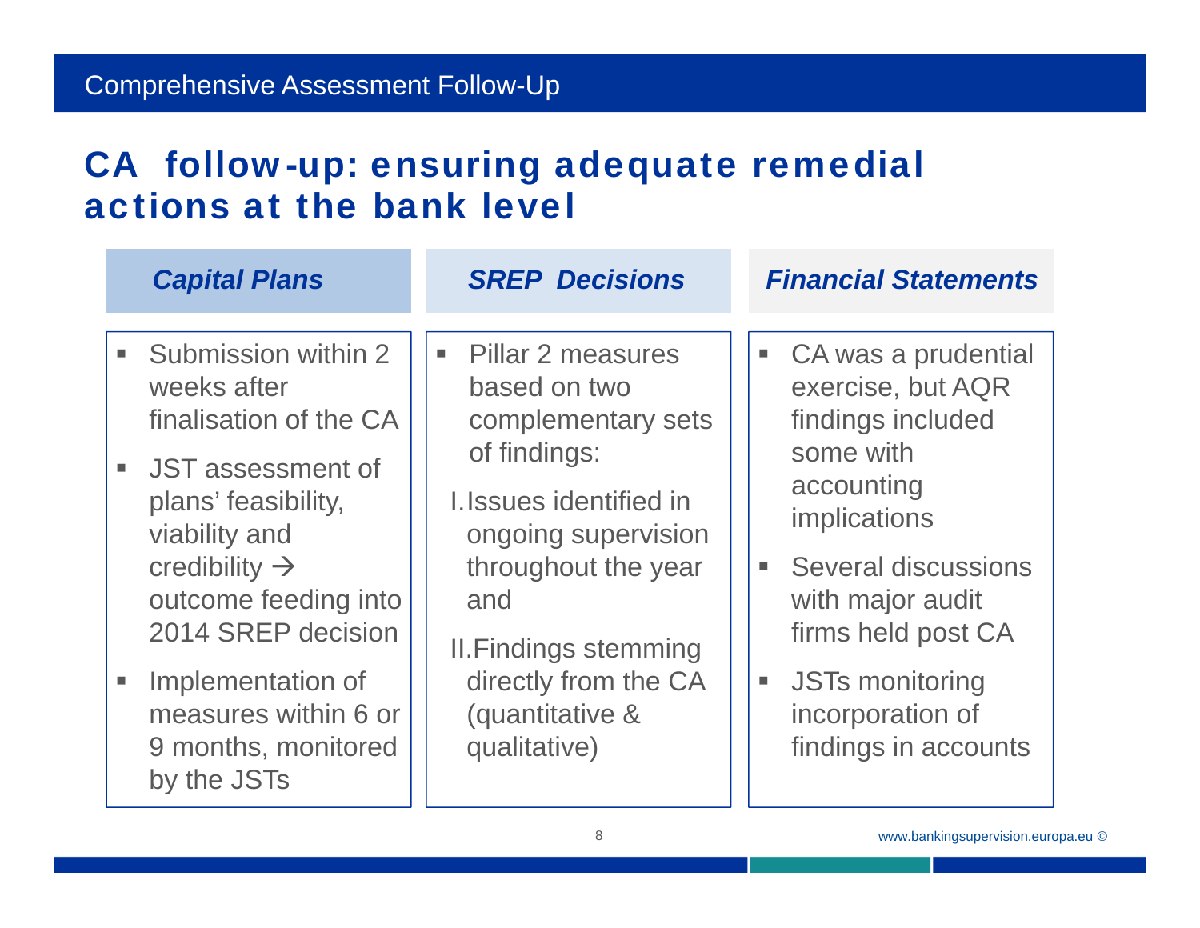# CA follow-up: ensuring adequate remedial actions at the bank level

### *Capital Plans*

- Submission within 2 weeks after finalisation of the CA
- JST assessment of plans' feasibility, viability and credibility → outcome feeding into 2014 SREP decision
- Implementation of measures within 6 or 9 months, monitored by the JSTs

### *SREP Decisions*

- Pillar 2 measures based on two complementary sets of findings:
  - I. Issues identified in ongoing supervision throughout the year and
  - II. Findings stemming directly from the CA (quantitative & qualitative)

### *Financial Statements*

- CA was a prudential exercise, but AQR findings included some with accounting implications
- Several discussions with major audit firms held post CA
- JSTs monitoring incorporation of findings in accounts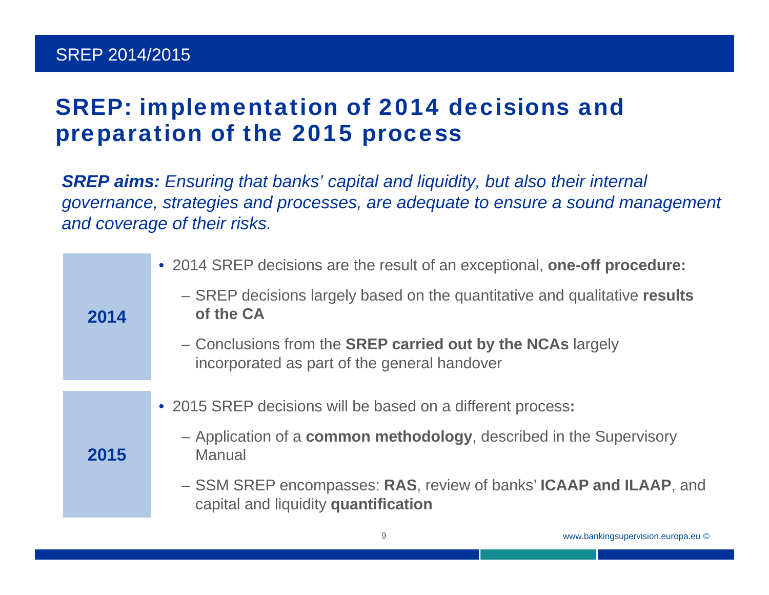SREP 2014/2015

# SREP: implementation of 2014 decisions and preparation of the 2015 process

***SREP aims:*** *Ensuring that banks' capital and liquidity, but also their internal governance, strategies and processes, are adequate to ensure a sound management and coverage of their risks.*

**2014**

- 2014 SREP decisions are the result of an exceptional, **one-off procedure:**
  - SREP decisions largely based on the quantitative and qualitative **results of the CA**
  - Conclusions from the **SREP carried out by the NCAs** largely incorporated as part of the general handover

**2015**

- 2015 SREP decisions will be based on a different process**:**
  - Application of a **common methodology**, described in the Supervisory Manual
  - SSM SREP encompasses: **RAS**, review of banks' **ICAAP and ILAAP**, and capital and liquidity **quantification**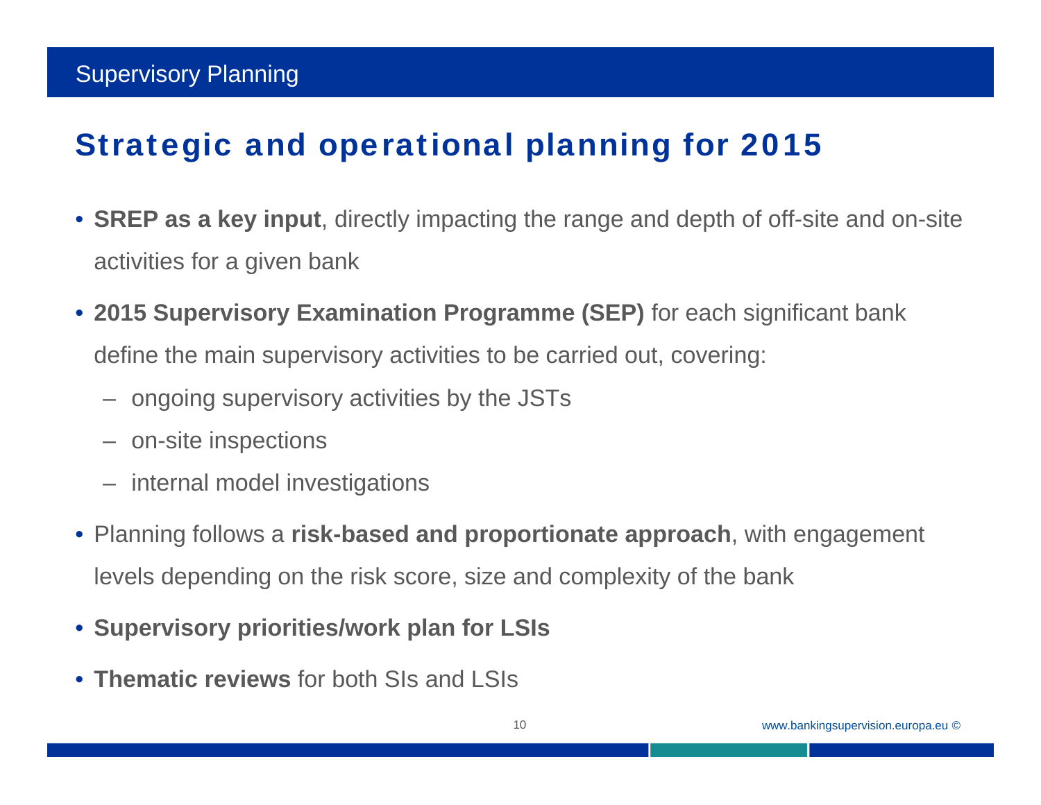Supervisory Planning

# Strategic and operational planning for 2015

- **SREP as a key input**, directly impacting the range and depth of off-site and on-site activities for a given bank
- **2015 Supervisory Examination Programme (SEP)** for each significant bank define the main supervisory activities to be carried out, covering:
  - ongoing supervisory activities by the JSTs
  - on-site inspections
  - internal model investigations
- Planning follows a **risk-based and proportionate approach**, with engagement levels depending on the risk score, size and complexity of the bank
- **Supervisory priorities/work plan for LSIs**
- **Thematic reviews** for both SIs and LSIs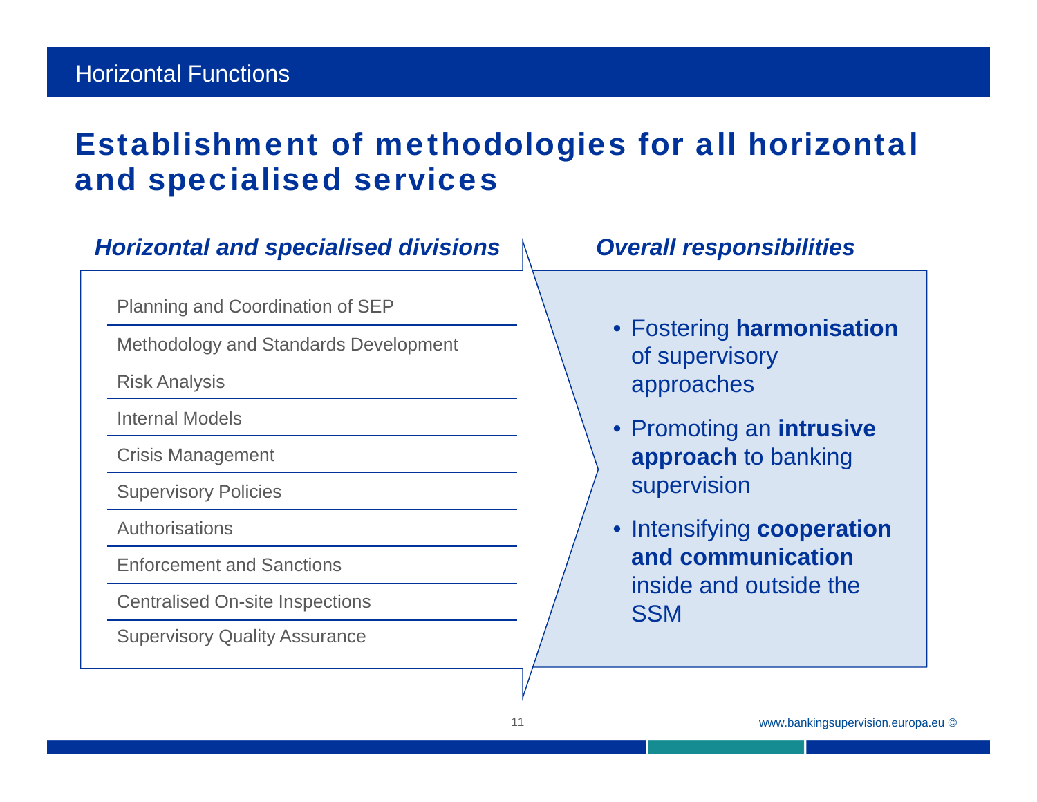## Horizontal Functions

# Establishment of methodologies for all horizontal and specialised services

### *Horizontal and specialised divisions*

- Planning and Coordination of SEP
- Methodology and Standards Development
- Risk Analysis
- Internal Models
- Crisis Management
- Supervisory Policies
- Authorisations
- Enforcement and Sanctions
- Centralised On-site Inspections
- Supervisory Quality Assurance

### *Overall responsibilities*

- Fostering **harmonisation** of supervisory approaches
- Promoting an **intrusive approach** to banking supervision
- Intensifying **cooperation and communication** inside and outside the SSM

www.bankingsupervision.europa.eu ©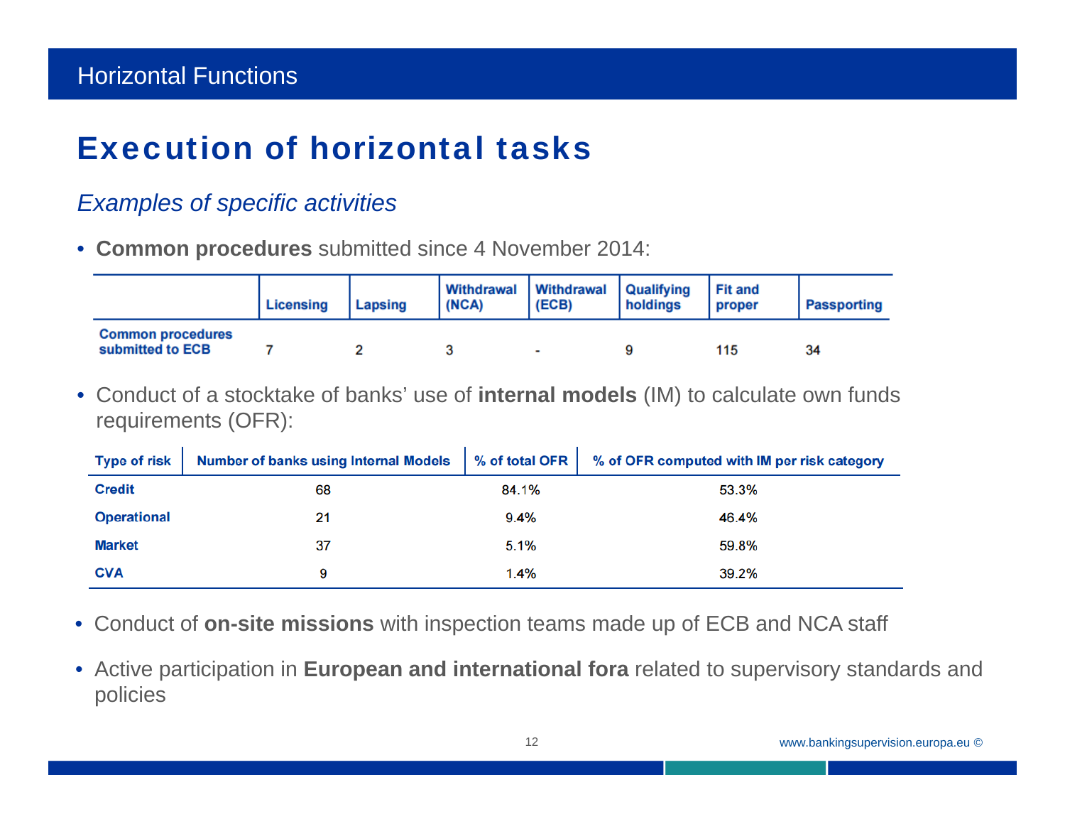Horizontal Functions

# Execution of horizontal tasks

*Examples of specific activities*

- **Common procedures** submitted since 4 November 2014:

| | Licensing | Lapsing | Withdrawal (NCA) | Withdrawal (ECB) | Qualifying holdings | Fit and proper | Passporting |
|---|---|---|---|---|---|---|---|
| Common procedures submitted to ECB | 7 | 2 | 3 | - | 9 | 115 | 34 |

- Conduct of a stocktake of banks' use of **internal models** (IM) to calculate own funds requirements (OFR):

| Type of risk | Number of banks using Internal Models | % of total OFR | % of OFR computed with IM per risk category |
|---|---|---|---|
| Credit | 68 | 84.1% | 53.3% |
| Operational | 21 | 9.4% | 46.4% |
| Market | 37 | 5.1% | 59.8% |
| CVA | 9 | 1.4% | 39.2% |

- Conduct of **on-site missions** with inspection teams made up of ECB and NCA staff
- Active participation in **European and international fora** related to supervisory standards and policies

www.bankingsupervision.europa.eu ©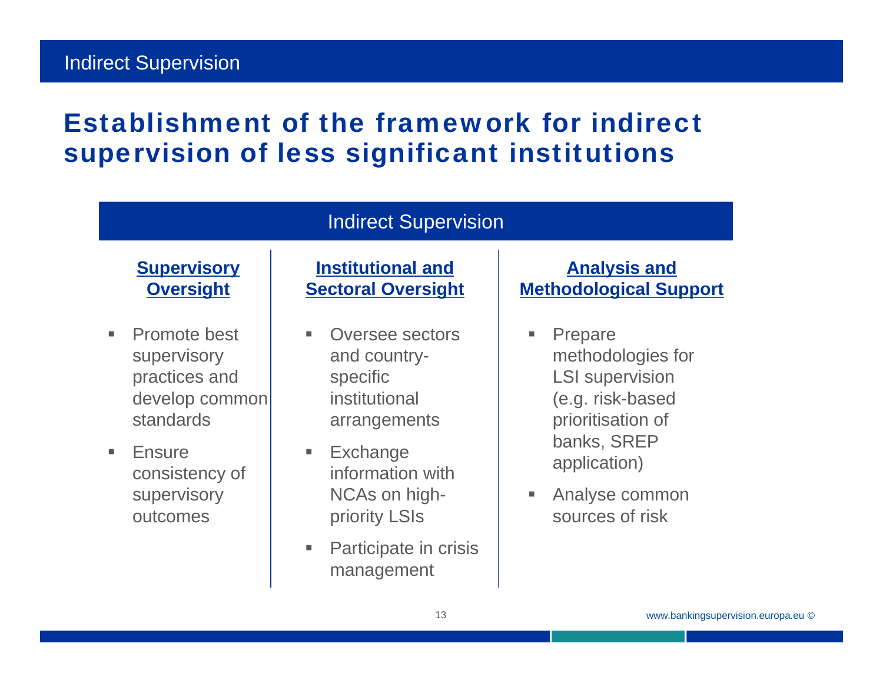Indirect Supervision

# Establishment of the framework for indirect supervision of less significant institutions

## Indirect Supervision

### Supervisory Oversight

- Promote best supervisory practices and develop common standards
- Ensure consistency of supervisory outcomes

### Institutional and Sectoral Oversight

- Oversee sectors and country-specific institutional arrangements
- Exchange information with NCAs on high-priority LSIs
- Participate in crisis management

### Analysis and Methodological Support

- Prepare methodologies for LSI supervision (e.g. risk-based prioritisation of banks, SREP application)
- Analyse common sources of risk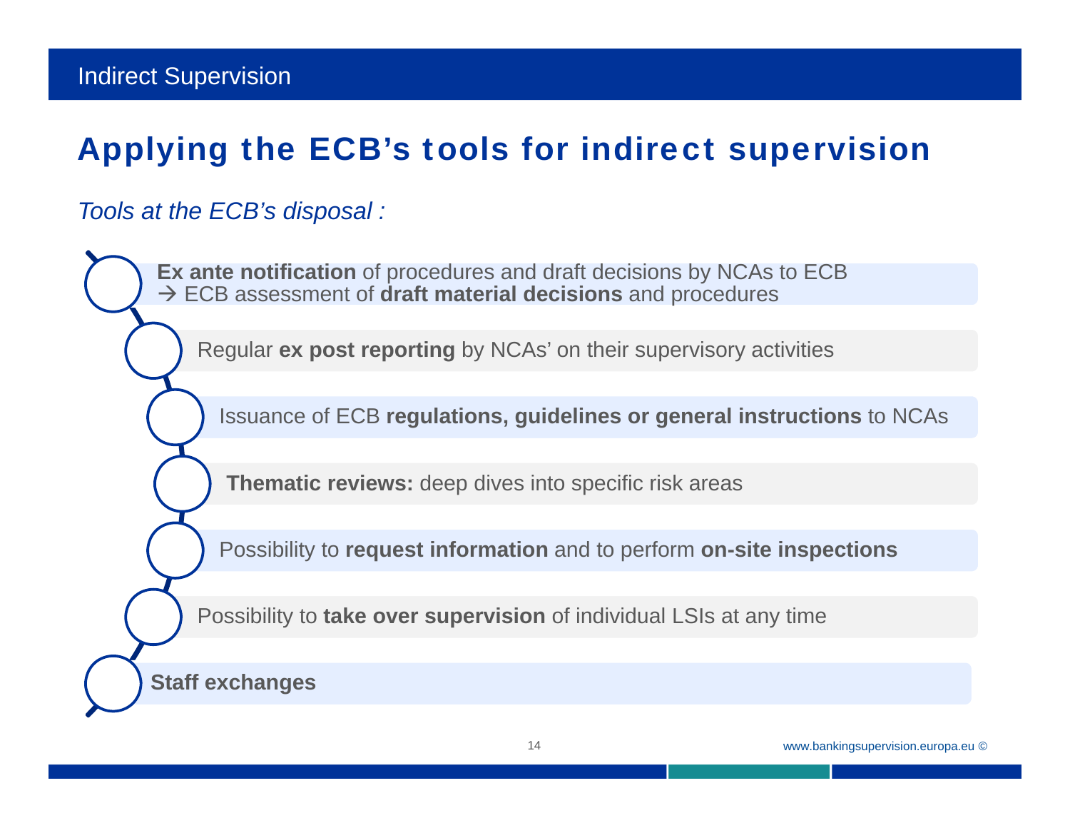## Indirect Supervision

# Applying the ECB's tools for indirect supervision

*Tools at the ECB's disposal :*

- **Ex ante notification** of procedures and draft decisions by NCAs to ECB
  → ECB assessment of **draft material decisions** and procedures
- Regular **ex post reporting** by NCAs' on their supervisory activities
- Issuance of ECB **regulations, guidelines or general instructions** to NCAs
- **Thematic reviews:** deep dives into specific risk areas
- Possibility to **request information** and to perform **on-site inspections**
- Possibility to **take over supervision** of individual LSIs at any time
- **Staff exchanges**

www.bankingsupervision.europa.eu ©